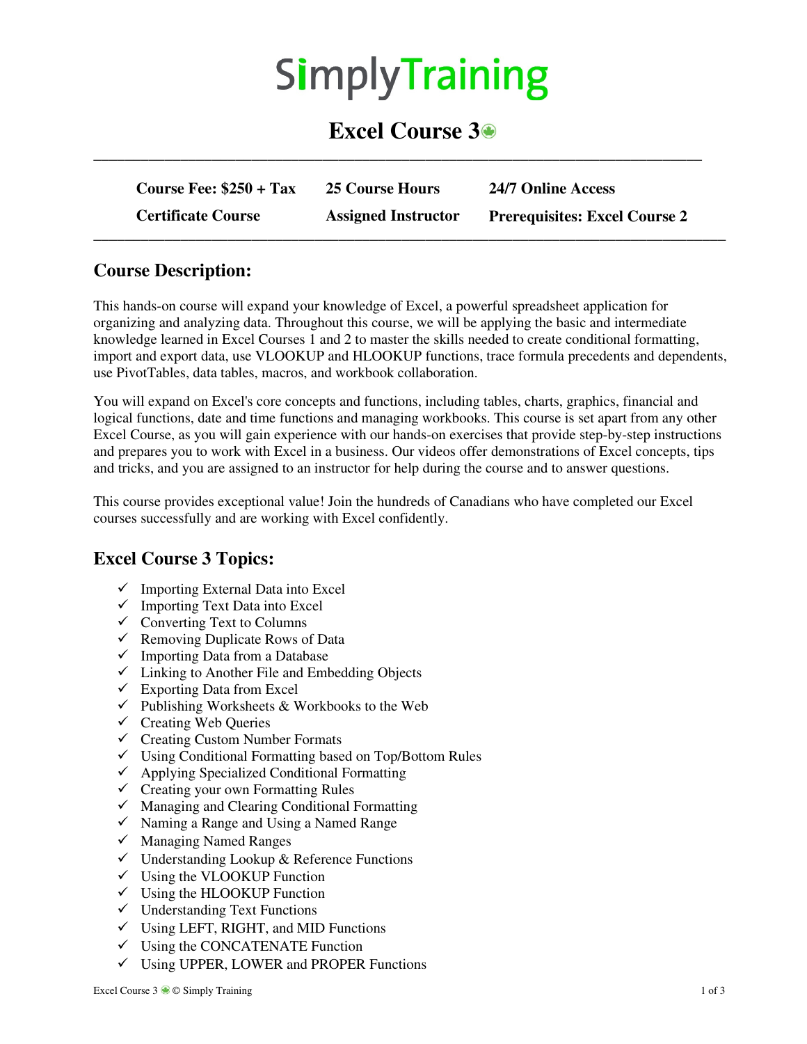# SimplyTraining

## Excel Course 3

| | | |
|---|---|---|
| **Course Fee: $250 + Tax** | **25 Course Hours** | **24/7 Online Access** |
| **Certificate Course** | **Assigned Instructor** | **Prerequisites: Excel Course 2** |

## Course Description:

This hands-on course will expand your knowledge of Excel, a powerful spreadsheet application for organizing and analyzing data. Throughout this course, we will be applying the basic and intermediate knowledge learned in Excel Courses 1 and 2 to master the skills needed to create conditional formatting, import and export data, use VLOOKUP and HLOOKUP functions, trace formula precedents and dependents, use PivotTables, data tables, macros, and workbook collaboration.

You will expand on Excel's core concepts and functions, including tables, charts, graphics, financial and logical functions, date and time functions and managing workbooks. This course is set apart from any other Excel Course, as you will gain experience with our hands-on exercises that provide step-by-step instructions and prepares you to work with Excel in a business. Our videos offer demonstrations of Excel concepts, tips and tricks, and you are assigned to an instructor for help during the course and to answer questions.

This course provides exceptional value! Join the hundreds of Canadians who have completed our Excel courses successfully and are working with Excel confidently.

## Excel Course 3 Topics:

- ✓ Importing External Data into Excel
- ✓ Importing Text Data into Excel
- ✓ Converting Text to Columns
- ✓ Removing Duplicate Rows of Data
- ✓ Importing Data from a Database
- ✓ Linking to Another File and Embedding Objects
- ✓ Exporting Data from Excel
- ✓ Publishing Worksheets & Workbooks to the Web
- ✓ Creating Web Queries
- ✓ Creating Custom Number Formats
- ✓ Using Conditional Formatting based on Top/Bottom Rules
- ✓ Applying Specialized Conditional Formatting
- ✓ Creating your own Formatting Rules
- ✓ Managing and Clearing Conditional Formatting
- ✓ Naming a Range and Using a Named Range
- ✓ Managing Named Ranges
- ✓ Understanding Lookup & Reference Functions
- ✓ Using the VLOOKUP Function
- ✓ Using the HLOOKUP Function
- ✓ Understanding Text Functions
- ✓ Using LEFT, RIGHT, and MID Functions
- ✓ Using the CONCATENATE Function
- ✓ Using UPPER, LOWER and PROPER Functions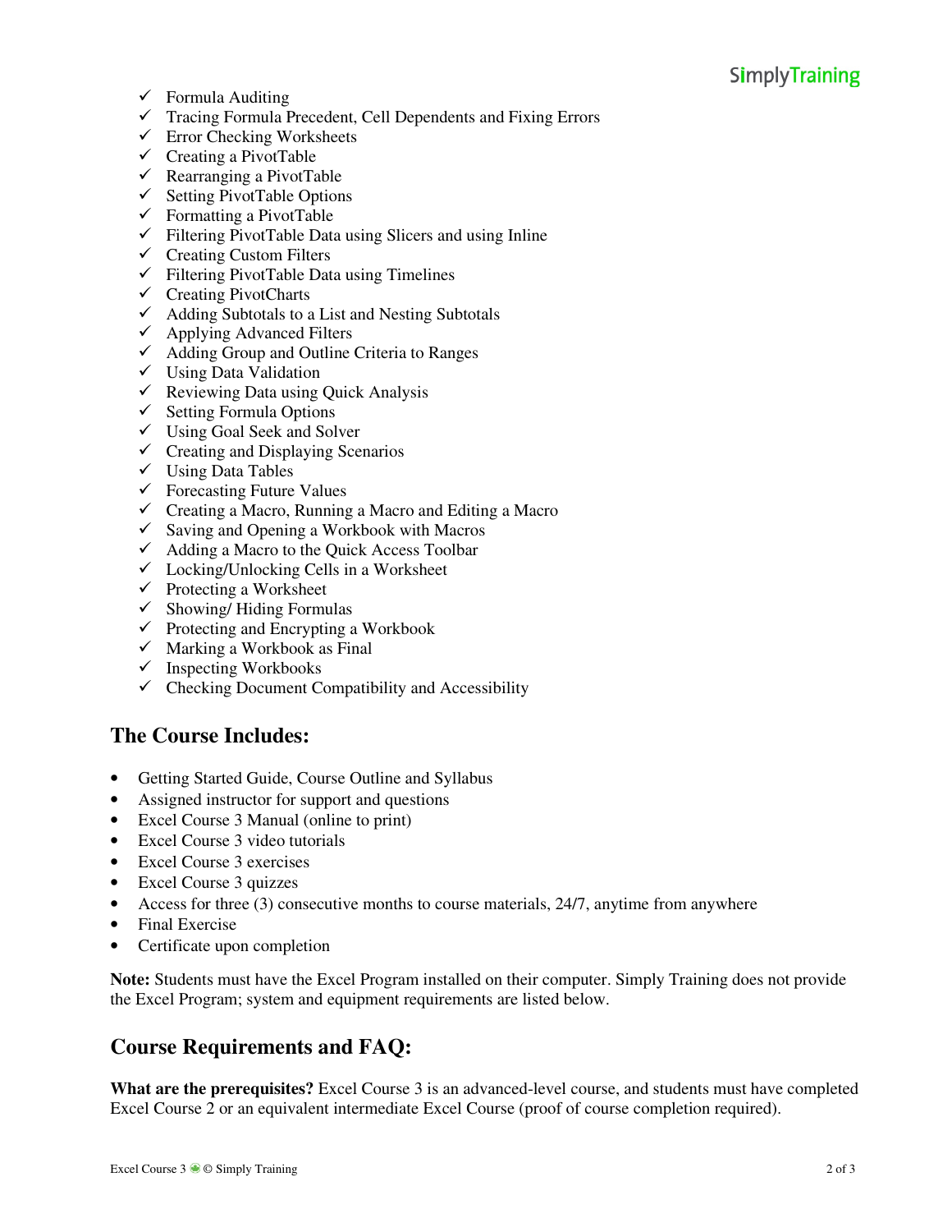- ✓ Formula Auditing
- ✓ Tracing Formula Precedent, Cell Dependents and Fixing Errors
- ✓ Error Checking Worksheets
- ✓ Creating a PivotTable
- ✓ Rearranging a PivotTable
- ✓ Setting PivotTable Options
- ✓ Formatting a PivotTable
- ✓ Filtering PivotTable Data using Slicers and using Inline
- ✓ Creating Custom Filters
- ✓ Filtering PivotTable Data using Timelines
- ✓ Creating PivotCharts
- ✓ Adding Subtotals to a List and Nesting Subtotals
- ✓ Applying Advanced Filters
- ✓ Adding Group and Outline Criteria to Ranges
- ✓ Using Data Validation
- ✓ Reviewing Data using Quick Analysis
- ✓ Setting Formula Options
- ✓ Using Goal Seek and Solver
- ✓ Creating and Displaying Scenarios
- ✓ Using Data Tables
- ✓ Forecasting Future Values
- ✓ Creating a Macro, Running a Macro and Editing a Macro
- ✓ Saving and Opening a Workbook with Macros
- ✓ Adding a Macro to the Quick Access Toolbar
- ✓ Locking/Unlocking Cells in a Worksheet
- ✓ Protecting a Worksheet
- ✓ Showing/ Hiding Formulas
- ✓ Protecting and Encrypting a Workbook
- ✓ Marking a Workbook as Final
- ✓ Inspecting Workbooks
- ✓ Checking Document Compatibility and Accessibility

## The Course Includes:

- Getting Started Guide, Course Outline and Syllabus
- Assigned instructor for support and questions
- Excel Course 3 Manual (online to print)
- Excel Course 3 video tutorials
- Excel Course 3 exercises
- Excel Course 3 quizzes
- Access for three (3) consecutive months to course materials, 24/7, anytime from anywhere
- Final Exercise
- Certificate upon completion

**Note:** Students must have the Excel Program installed on their computer. Simply Training does not provide the Excel Program; system and equipment requirements are listed below.

## Course Requirements and FAQ:

**What are the prerequisites?** Excel Course 3 is an advanced-level course, and students must have completed Excel Course 2 or an equivalent intermediate Excel Course (proof of course completion required).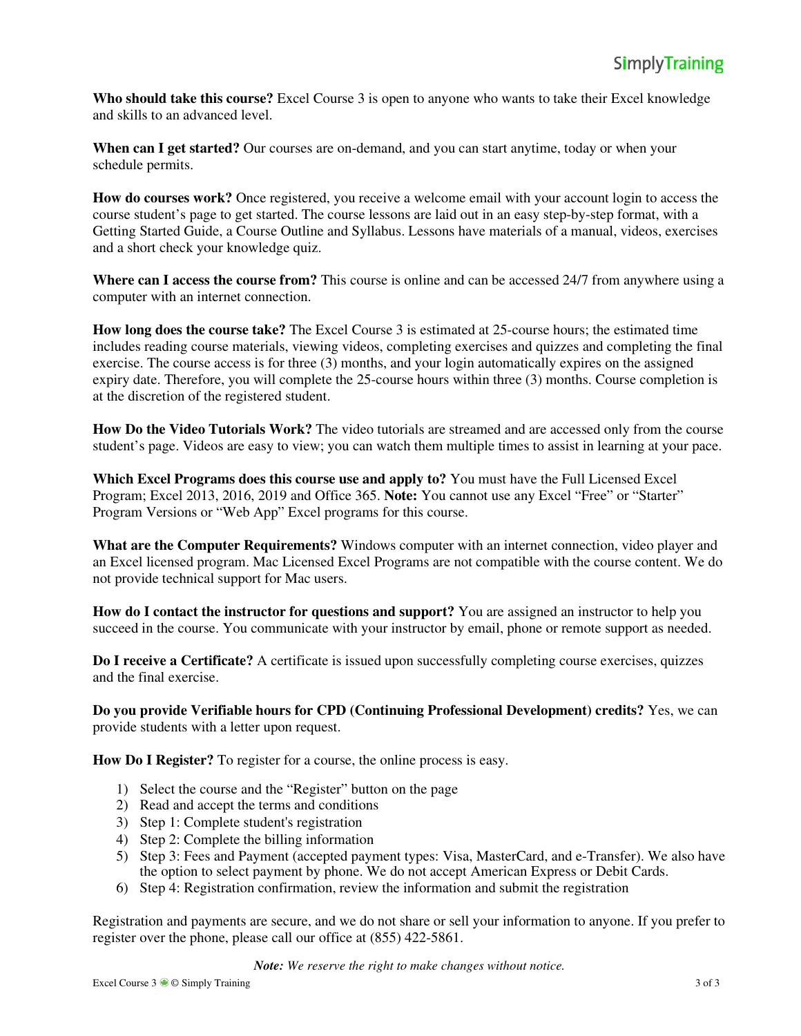**Who should take this course?** Excel Course 3 is open to anyone who wants to take their Excel knowledge and skills to an advanced level.

**When can I get started?** Our courses are on-demand, and you can start anytime, today or when your schedule permits.

**How do courses work?** Once registered, you receive a welcome email with your account login to access the course student's page to get started. The course lessons are laid out in an easy step-by-step format, with a Getting Started Guide, a Course Outline and Syllabus. Lessons have materials of a manual, videos, exercises and a short check your knowledge quiz.

**Where can I access the course from?** This course is online and can be accessed 24/7 from anywhere using a computer with an internet connection.

**How long does the course take?** The Excel Course 3 is estimated at 25-course hours; the estimated time includes reading course materials, viewing videos, completing exercises and quizzes and completing the final exercise. The course access is for three (3) months, and your login automatically expires on the assigned expiry date. Therefore, you will complete the 25-course hours within three (3) months. Course completion is at the discretion of the registered student.

**How Do the Video Tutorials Work?** The video tutorials are streamed and are accessed only from the course student's page. Videos are easy to view; you can watch them multiple times to assist in learning at your pace.

**Which Excel Programs does this course use and apply to?** You must have the Full Licensed Excel Program; Excel 2013, 2016, 2019 and Office 365. **Note:** You cannot use any Excel "Free" or "Starter" Program Versions or "Web App" Excel programs for this course.

**What are the Computer Requirements?** Windows computer with an internet connection, video player and an Excel licensed program. Mac Licensed Excel Programs are not compatible with the course content. We do not provide technical support for Mac users.

**How do I contact the instructor for questions and support?** You are assigned an instructor to help you succeed in the course. You communicate with your instructor by email, phone or remote support as needed.

**Do I receive a Certificate?** A certificate is issued upon successfully completing course exercises, quizzes and the final exercise.

**Do you provide Verifiable hours for CPD (Continuing Professional Development) credits?** Yes, we can provide students with a letter upon request.

**How Do I Register?** To register for a course, the online process is easy.

1) Select the course and the "Register" button on the page
2) Read and accept the terms and conditions
3) Step 1: Complete student's registration
4) Step 2: Complete the billing information
5) Step 3: Fees and Payment (accepted payment types: Visa, MasterCard, and e-Transfer). We also have the option to select payment by phone. We do not accept American Express or Debit Cards.
6) Step 4: Registration confirmation, review the information and submit the registration

Registration and payments are secure, and we do not share or sell your information to anyone. If you prefer to register over the phone, please call our office at (855) 422-5861.

***Note:** We reserve the right to make changes without notice.*